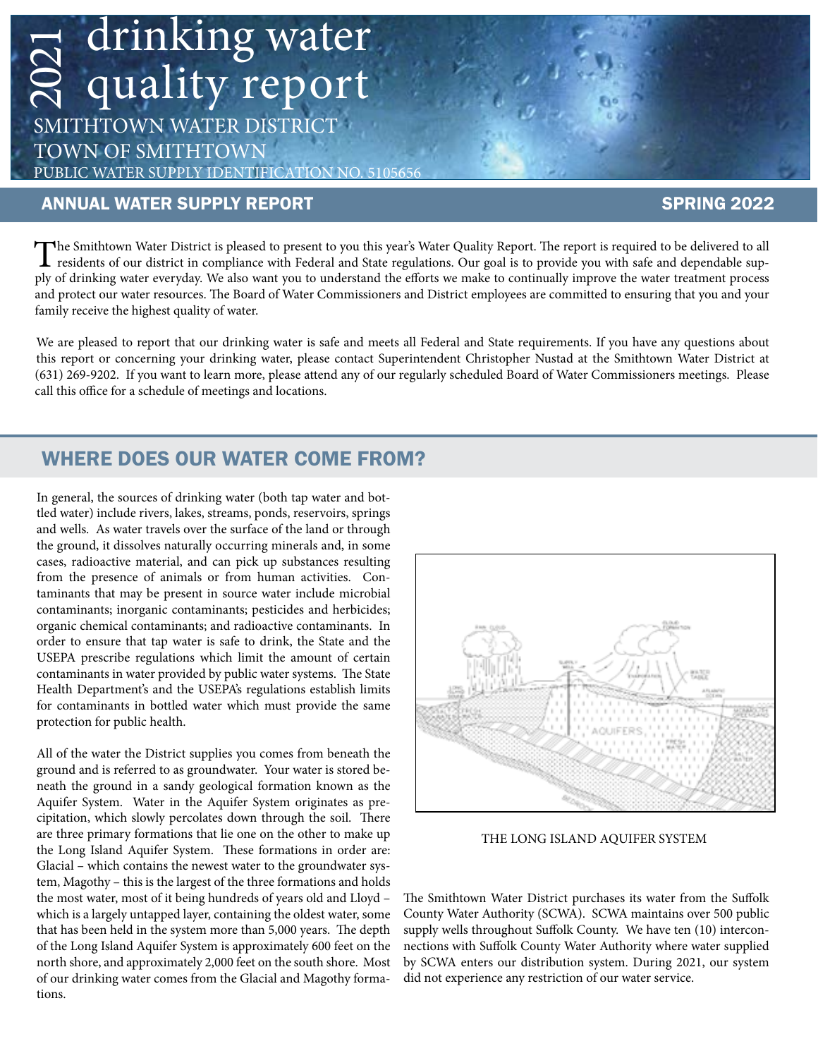# 2021 drinking water quality report

SMITHTOWN WATER DISTRICT
TOWN OF SMITHTOWN
PUBLIC WATER SUPPLY IDENTIFICATION NO. 5105656

**ANNUAL WATER SUPPLY REPORT** **SPRING 2022**

The Smithtown Water District is pleased to present to you this year's Water Quality Report. The report is required to be delivered to all residents of our district in compliance with Federal and State regulations. Our goal is to provide you with safe and dependable supply of drinking water everyday. We also want you to understand the efforts we make to continually improve the water treatment process and protect our water resources. The Board of Water Commissioners and District employees are committed to ensuring that you and your family receive the highest quality of water.

We are pleased to report that our drinking water is safe and meets all Federal and State requirements. If you have any questions about this report or concerning your drinking water, please contact Superintendent Christopher Nustad at the Smithtown Water District at (631) 269-9202. If you want to learn more, please attend any of our regularly scheduled Board of Water Commissioners meetings. Please call this office for a schedule of meetings and locations.

## WHERE DOES OUR WATER COME FROM?

In general, the sources of drinking water (both tap water and bottled water) include rivers, lakes, streams, ponds, reservoirs, springs and wells. As water travels over the surface of the land or through the ground, it dissolves naturally occurring minerals and, in some cases, radioactive material, and can pick up substances resulting from the presence of animals or from human activities. Contaminants that may be present in source water include microbial contaminants; inorganic contaminants; pesticides and herbicides; organic chemical contaminants; and radioactive contaminants. In order to ensure that tap water is safe to drink, the State and the USEPA prescribe regulations which limit the amount of certain contaminants in water provided by public water systems. The State Health Department's and the USEPA's regulations establish limits for contaminants in bottled water which must provide the same protection for public health.

All of the water the District supplies you comes from beneath the ground and is referred to as groundwater. Your water is stored beneath the ground in a sandy geological formation known as the Aquifer System. Water in the Aquifer System originates as precipitation, which slowly percolates down through the soil. There are three primary formations that lie one on the other to make up the Long Island Aquifer System. These formations in order are: Glacial – which contains the newest water to the groundwater system, Magothy – this is the largest of the three formations and holds the most water, most of it being hundreds of years old and Lloyd – which is a largely untapped layer, containing the oldest water, some that has been held in the system more than 5,000 years. The depth of the Long Island Aquifer System is approximately 600 feet on the north shore, and approximately 2,000 feet on the south shore. Most of our drinking water comes from the Glacial and Magothy formations.

THE LONG ISLAND AQUIFER SYSTEM

The Smithtown Water District purchases its water from the Suffolk County Water Authority (SCWA). SCWA maintains over 500 public supply wells throughout Suffolk County. We have ten (10) interconnections with Suffolk County Water Authority where water supplied by SCWA enters our distribution system. During 2021, our system did not experience any restriction of our water service.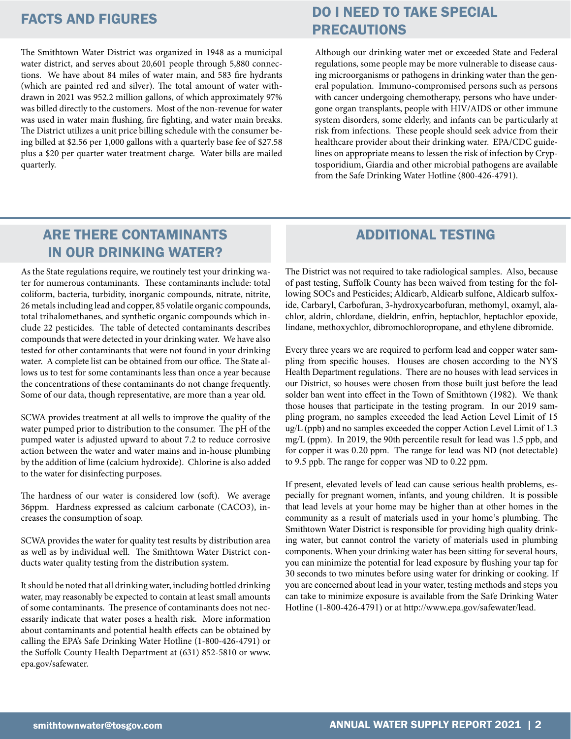## FACTS AND FIGURES

The Smithtown Water District was organized in 1948 as a municipal water district, and serves about 20,601 people through 5,880 connections. We have about 84 miles of water main, and 583 fire hydrants (which are painted red and silver). The total amount of water withdrawn in 2021 was 952.2 million gallons, of which approximately 97% was billed directly to the customers. Most of the non-revenue for water was used in water main flushing, fire fighting, and water main breaks. The District utilizes a unit price billing schedule with the consumer being billed at $2.56 per 1,000 gallons with a quarterly base fee of $27.58 plus a $20 per quarter water treatment charge. Water bills are mailed quarterly.

## DO I NEED TO TAKE SPECIAL PRECAUTIONS

Although our drinking water met or exceeded State and Federal regulations, some people may be more vulnerable to disease causing microorganisms or pathogens in drinking water than the general population. Immuno-compromised persons such as persons with cancer undergoing chemotherapy, persons who have undergone organ transplants, people with HIV/AIDS or other immune system disorders, some elderly, and infants can be particularly at risk from infections. These people should seek advice from their healthcare provider about their drinking water. EPA/CDC guidelines on appropriate means to lessen the risk of infection by Cryptosporidium, Giardia and other microbial pathogens are available from the Safe Drinking Water Hotline (800-426-4791).

## ARE THERE CONTAMINANTS IN OUR DRINKING WATER?

As the State regulations require, we routinely test your drinking water for numerous contaminants. These contaminants include: total coliform, bacteria, turbidity, inorganic compounds, nitrate, nitrite, 26 metals including lead and copper, 85 volatile organic compounds, total trihalomethanes, and synthetic organic compounds which include 22 pesticides. The table of detected contaminants describes compounds that were detected in your drinking water. We have also tested for other contaminants that were not found in your drinking water. A complete list can be obtained from our office. The State allows us to test for some contaminants less than once a year because the concentrations of these contaminants do not change frequently. Some of our data, though representative, are more than a year old.

SCWA provides treatment at all wells to improve the quality of the water pumped prior to distribution to the consumer. The pH of the pumped water is adjusted upward to about 7.2 to reduce corrosive action between the water and water mains and in-house plumbing by the addition of lime (calcium hydroxide). Chlorine is also added to the water for disinfecting purposes.

The hardness of our water is considered low (soft). We average 36ppm. Hardness expressed as calcium carbonate ($CaCO_3$), increases the consumption of soap.

SCWA provides the water for quality test results by distribution area as well as by individual well. The Smithtown Water District conducts water quality testing from the distribution system.

It should be noted that all drinking water, including bottled drinking water, may reasonably be expected to contain at least small amounts of some contaminants. The presence of contaminants does not necessarily indicate that water poses a health risk. More information about contaminants and potential health effects can be obtained by calling the EPA's Safe Drinking Water Hotline (1-800-426-4791) or the Suffolk County Health Department at (631) 852-5810 or www.epa.gov/safewater.

## ADDITIONAL TESTING

The District was not required to take radiological samples. Also, because of past testing, Suffolk County has been waived from testing for the following SOCs and Pesticides; Aldicarb, Aldicarb sulfone, Aldicarb sulfoxide, Carbaryl, Carbofuran, 3-hydroxycarbofuran, methomyl, oxamyl, alachlor, aldrin, chlordane, dieldrin, enfrin, heptachlor, heptachlor epoxide, lindane, methoxychlor, dibromochloropropane, and ethylene dibromide.

Every three years we are required to perform lead and copper water sampling from specific houses. Houses are chosen according to the NYS Health Department regulations. There are no houses with lead services in our District, so houses were chosen from those built just before the lead solder ban went into effect in the Town of Smithtown (1982). We thank those houses that participate in the testing program. In our 2019 sampling program, no samples exceeded the lead Action Level Limit of 15 ug/L (ppb) and no samples exceeded the copper Action Level Limit of 1.3 mg/L (ppm). In 2019, the 90th percentile result for lead was 1.5 ppb, and for copper it was 0.20 ppm. The range for lead was ND (not detectable) to 9.5 ppb. The range for copper was ND to 0.22 ppm.

If present, elevated levels of lead can cause serious health problems, especially for pregnant women, infants, and young children. It is possible that lead levels at your home may be higher than at other homes in the community as a result of materials used in your home's plumbing. The Smithtown Water District is responsible for providing high quality drinking water, but cannot control the variety of materials used in plumbing components. When your drinking water has been sitting for several hours, you can minimize the potential for lead exposure by flushing your tap for 30 seconds to two minutes before using water for drinking or cooking. If you are concerned about lead in your water, testing methods and steps you can take to minimize exposure is available from the Safe Drinking Water Hotline (1-800-426-4791) or at http://www.epa.gov/safewater/lead.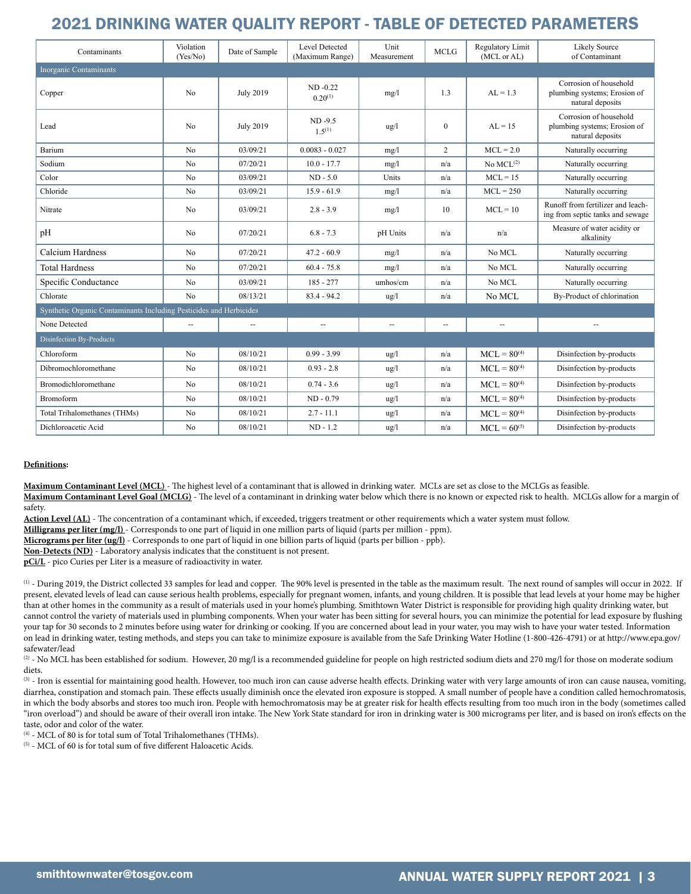# 2021 DRINKING WATER QUALITY REPORT - TABLE OF DETECTED PARAMETERS

| Contaminants | Violation (Yes/No) | Date of Sample | Level Detected (Maximum Range) | Unit Measurement | MCLG | Regulatory Limit (MCL or AL) | Likely Source of Contaminant |
|---|---|---|---|---|---|---|---|
| Inorganic Contaminants | | | | | | | |
| Copper | No | July 2019 | ND -0.22 0.20[1] | mg/l | 1.3 | AL = 1.3 | Corrosion of household plumbing systems; Erosion of natural deposits |
| Lead | No | July 2019 | ND -9.5 1.5[1] | ug/l | 0 | AL = 15 | Corrosion of household plumbing systems; Erosion of natural deposits |
| Barium | No | 03/09/21 | 0.0083 - 0.027 | mg/l | 2 | MCL = 2.0 | Naturally occurring |
| Sodium | No | 07/20/21 | 10.0 - 17.7 | mg/l | n/a | No MCL[2] | Naturally occurring |
| Color | No | 03/09/21 | ND - 5.0 | Units | n/a | MCL = 15 | Naturally occurring |
| Chloride | No | 03/09/21 | 15.9 - 61.9 | mg/l | n/a | MCL = 250 | Naturally occurring |
| Nitrate | No | 03/09/21 | 2.8 - 3.9 | mg/l | 10 | MCL = 10 | Runoff from fertilizer and leaching from septic tanks and sewage |
| pH | No | 07/20/21 | 6.8 - 7.3 | pH Units | n/a | n/a | Measure of water acidity or alkalinity |
| Calcium Hardness | No | 07/20/21 | 47.2 - 60.9 | mg/l | n/a | No MCL | Naturally occurring |
| Total Hardness | No | 07/20/21 | 60.4 - 75.8 | mg/l | n/a | No MCL | Naturally occurring |
| Specific Conductance | No | 03/09/21 | 185 - 277 | umhos/cm | n/a | No MCL | Naturally occurring |
| Chlorate | No | 08/13/21 | 83.4 - 94.2 | ug/l | n/a | No MCL | By-Product of chlorination |
| Synthetic Organic Contaminants Including Pesticides and Herbicides | | | | | | | |
| None Detected | -- | -- | -- | -- | -- | -- | -- |
| Disinfection By-Products | | | | | | | |
| Chloroform | No | 08/10/21 | 0.99 - 3.99 | ug/l | n/a | MCL = 80[4] | Disinfection by-products |
| Dibromochloromethane | No | 08/10/21 | 0.93 - 2.8 | ug/l | n/a | MCL = 80[4] | Disinfection by-products |
| Bromodichloromethane | No | 08/10/21 | 0.74 - 3.6 | ug/l | n/a | MCL = 80[4] | Disinfection by-products |
| Bromoform | No | 08/10/21 | ND - 0.79 | ug/l | n/a | MCL = 80[4] | Disinfection by-products |
| Total Trihalomethanes (THMs) | No | 08/10/21 | 2.7 - 11.1 | ug/l | n/a | MCL = 80[4] | Disinfection by-products |
| Dichloroacetic Acid | No | 08/10/21 | ND - 1.2 | ug/l | n/a | MCL = 60[5] | Disinfection by-products |

**Definitions:**

**Maximum Contaminant Level (MCL)** - The highest level of a contaminant that is allowed in drinking water. MCLs are set as close to the MCLGs as feasible.
**Maximum Contaminant Level Goal (MCLG)** - The level of a contaminant in drinking water below which there is no known or expected risk to health. MCLGs allow for a margin of safety.
**Action Level (AL)** - The concentration of a contaminant which, if exceeded, triggers treatment or other requirements which a water system must follow.
**Milligrams per liter (mg/l)** - Corresponds to one part of liquid in one million parts of liquid (parts per million - ppm).
**Micrograms per liter (ug/l)** - Corresponds to one part of liquid in one billion parts of liquid (parts per billion - ppb).
**Non-Detects (ND)** - Laboratory analysis indicates that the constituent is not present.
**pCi/L** - pico Curies per Liter is a measure of radioactivity in water.

[1] - During 2019, the District collected 33 samples for lead and copper. The 90% level is presented in the table as the maximum result. The next round of samples will occur in 2022. If present, elevated levels of lead can cause serious health problems, especially for pregnant women, infants, and young children. It is possible that lead levels at your home may be higher than at other homes in the community as a result of materials used in your home's plumbing. Smithtown Water District is responsible for providing high quality drinking water, but cannot control the variety of materials used in plumbing components. When your water has been sitting for several hours, you can minimize the potential for lead exposure by flushing your tap for 30 seconds to 2 minutes before using water for drinking or cooking. If you are concerned about lead in your water, you may wish to have your water tested. Information on lead in drinking water, testing methods, and steps you can take to minimize exposure is available from the Safe Drinking Water Hotline (1-800-426-4791) or at http://www.epa.gov/safewater/lead

[2] - No MCL has been established for sodium. However, 20 mg/l is a recommended guideline for people on high restricted sodium diets and 270 mg/l for those on moderate sodium diets.

[3] - Iron is essential for maintaining good health. However, too much iron can cause adverse health effects. Drinking water with very large amounts of iron can cause nausea, vomiting, diarrhea, constipation and stomach pain. These effects usually diminish once the elevated iron exposure is stopped. A small number of people have a condition called hemochromatosis, in which the body absorbs and stores too much iron. People with hemochromatosis may be at greater risk for health effects resulting from too much iron in the body (sometimes called "iron overload") and should be aware of their overall iron intake. The New York State standard for iron in drinking water is 300 micrograms per liter, and is based on iron's effects on the taste, odor and color of the water.

[4] - MCL of 80 is for total sum of Total Trihalomethanes (THMs).

[5] - MCL of 60 is for total sum of five different Haloacetic Acids.

smithtownwater@tosgov.com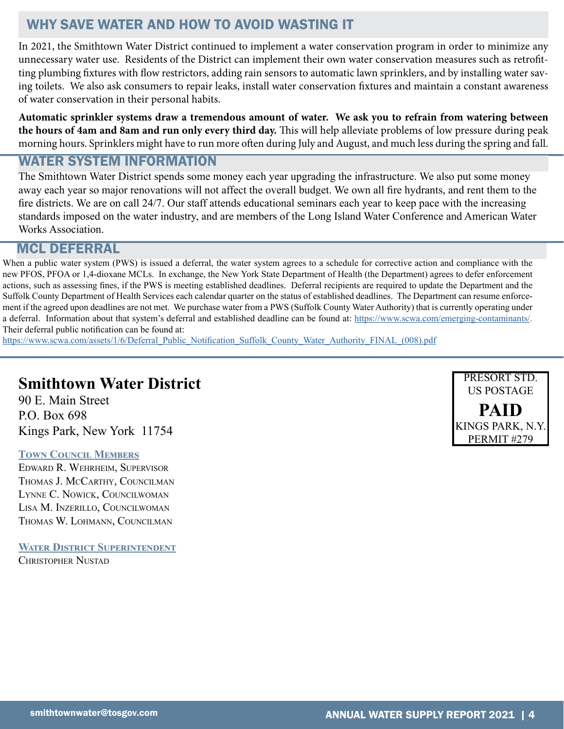## WHY SAVE WATER AND HOW TO AVOID WASTING IT

In 2021, the Smithtown Water District continued to implement a water conservation program in order to minimize any unnecessary water use. Residents of the District can implement their own water conservation measures such as retrofitting plumbing fixtures with flow restrictors, adding rain sensors to automatic lawn sprinklers, and by installing water saving toilets. We also ask consumers to repair leaks, install water conservation fixtures and maintain a constant awareness of water conservation in their personal habits.

**Automatic sprinkler systems draw a tremendous amount of water. We ask you to refrain from watering between the hours of 4am and 8am and run only every third day.** This will help alleviate problems of low pressure during peak morning hours. Sprinklers might have to run more often during July and August, and much less during the spring and fall.

## WATER SYSTEM INFORMATION

The Smithtown Water District spends some money each year upgrading the infrastructure. We also put some money away each year so major renovations will not affect the overall budget. We own all fire hydrants, and rent them to the fire districts. We are on call 24/7. Our staff attends educational seminars each year to keep pace with the increasing standards imposed on the water industry, and are members of the Long Island Water Conference and American Water Works Association.

## MCL DEFERRAL

When a public water system (PWS) is issued a deferral, the water system agrees to a schedule for corrective action and compliance with the new PFOS, PFOA or 1,4-dioxane MCLs. In exchange, the New York State Department of Health (the Department) agrees to defer enforcement actions, such as assessing fines, if the PWS is meeting established deadlines. Deferral recipients are required to update the Department and the Suffolk County Department of Health Services each calendar quarter on the status of established deadlines. The Department can resume enforcement if the agreed upon deadlines are not met. We purchase water from a PWS (Suffolk County Water Authority) that is currently operating under a deferral. Information about that system's deferral and established deadline can be found at: https://www.scwa.com/emerging-contaminants/.
Their deferral public notification can be found at:
https://www.scwa.com/assets/1/6/Deferral_Public_Notification_Suffolk_County_Water_Authority_FINAL_(008).pdf

---

**Smithtown Water District**
90 E. Main Street
P.O. Box 698
Kings Park, New York 11754

PRESORT STD.
US POSTAGE
**PAID**
KINGS PARK, N.Y.
PERMIT #279

**Town Council Members**
Edward R. Wehrheim, Supervisor
Thomas J. McCarthy, Councilman
Lynne C. Nowick, Councilwoman
Lisa M. Inzerillo, Councilwoman
Thomas W. Lohmann, Councilman

**Water District Superintendent**
Christopher Nustad

smithtownwater@tosgov.com